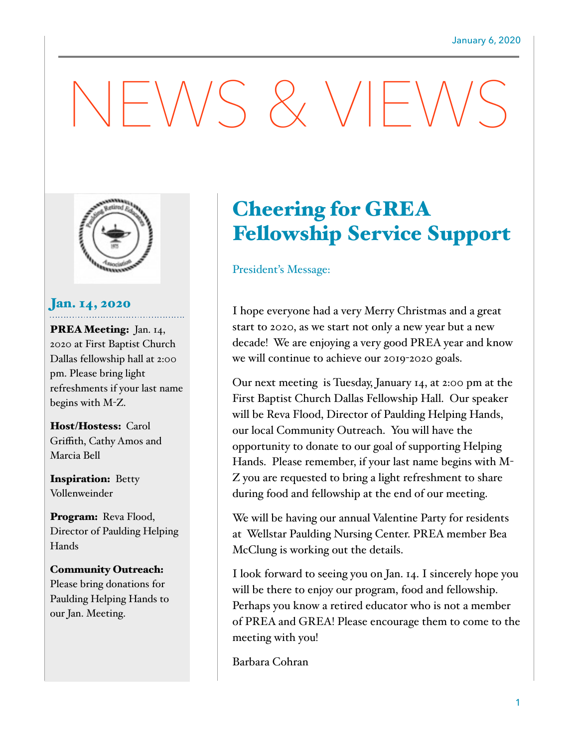January 6, 2020

# NEWS & VIEWS

## Jan. 14, 2020

**PREA Meeting:** Jan. 14, 2020 at First Baptist Church Dallas fellowship hall at 2:00 pm. Please bring light refreshments if your last name begins with M-Z.

**Host/Hostess:** Carol Griffith, Cathy Amos and Marcia Bell

**Inspiration:** Betty Vollenweinder

**Program:** Reva Flood, Director of Paulding Helping Hands

**Community Outreach:** Please bring donations for Paulding Helping Hands to our Jan. Meeting.

## Cheering for GREA Fellowship Service Support

President's Message:

I hope everyone had a very Merry Christmas and a great start to 2020, as we start not only a new year but a new decade! We are enjoying a very good PREA year and know we will continue to achieve our 2019-2020 goals.

Our next meeting is Tuesday, January 14, at 2:00 pm at the First Baptist Church Dallas Fellowship Hall. Our speaker will be Reva Flood, Director of Paulding Helping Hands, our local Community Outreach. You will have the opportunity to donate to our goal of supporting Helping Hands. Please remember, if your last name begins with M-Z you are requested to bring a light refreshment to share during food and fellowship at the end of our meeting.

We will be having our annual Valentine Party for residents at Wellstar Paulding Nursing Center. PREA member Bea McClung is working out the details.

I look forward to seeing you on Jan. 14. I sincerely hope you will be there to enjoy our program, food and fellowship. Perhaps you know a retired educator who is not a member of PREA and GREA! Please encourage them to come to the meeting with you!

Barbara Cohran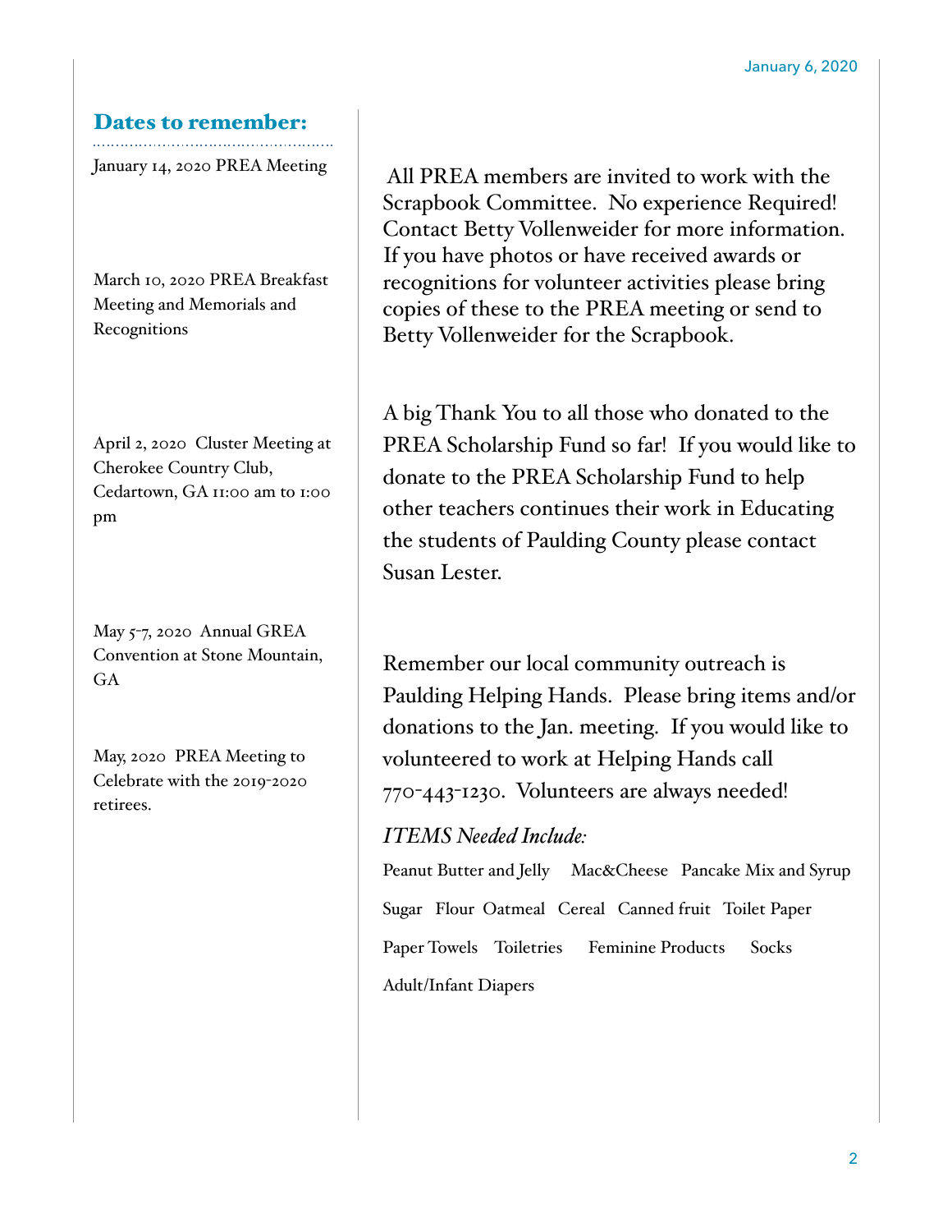## Dates to remember:

January 14, 2020 PREA Meeting

March 10, 2020 PREA Breakfast Meeting and Memorials and Recognitions

April 2, 2020 Cluster Meeting at Cherokee Country Club, Cedartown, GA 11:00 am to 1:00 pm

May 5-7, 2020 Annual GREA Convention at Stone Mountain, GA

May, 2020 PREA Meeting to Celebrate with the 2019-2020 retirees.

All PREA members are invited to work with the Scrapbook Committee. No experience Required! Contact Betty Vollenweider for more information. If you have photos or have received awards or recognitions for volunteer activities please bring copies of these to the PREA meeting or send to Betty Vollenweider for the Scrapbook.

A big Thank You to all those who donated to the PREA Scholarship Fund so far! If you would like to donate to the PREA Scholarship Fund to help other teachers continues their work in Educating the students of Paulding County please contact Susan Lester.

Remember our local community outreach is Paulding Helping Hands. Please bring items and/or donations to the Jan. meeting. If you would like to volunteered to work at Helping Hands call 770-443-1230. Volunteers are always needed!

*ITEMS Needed Include:*

Peanut Butter and Jelly   Mac&Cheese   Pancake Mix and Syrup

Sugar   Flour   Oatmeal   Cereal   Canned fruit   Toilet Paper

Paper Towels   Toiletries   Feminine Products   Socks

Adult/Infant Diapers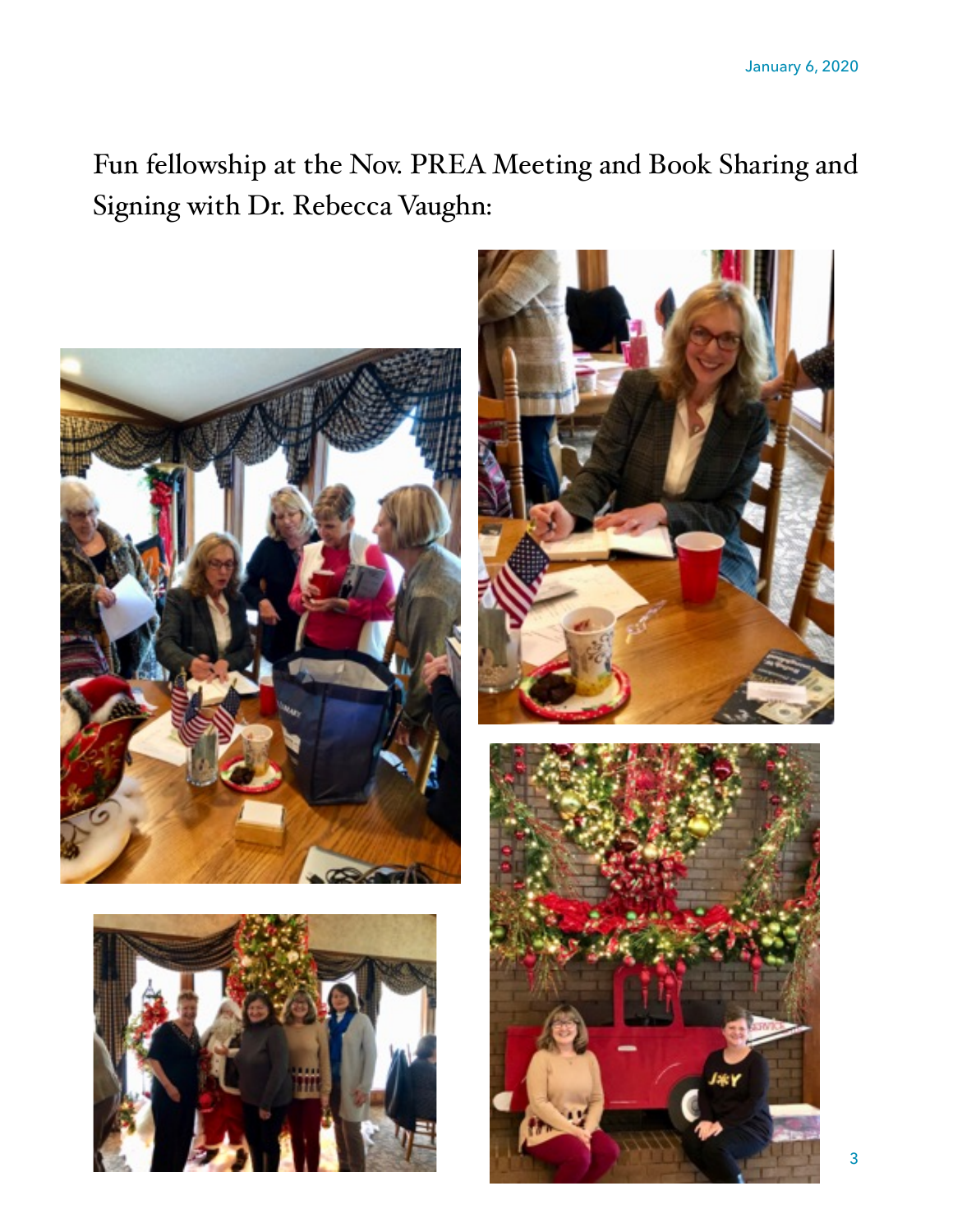Fun fellowship at the Nov. PREA Meeting and Book Sharing and Signing with Dr. Rebecca Vaughn: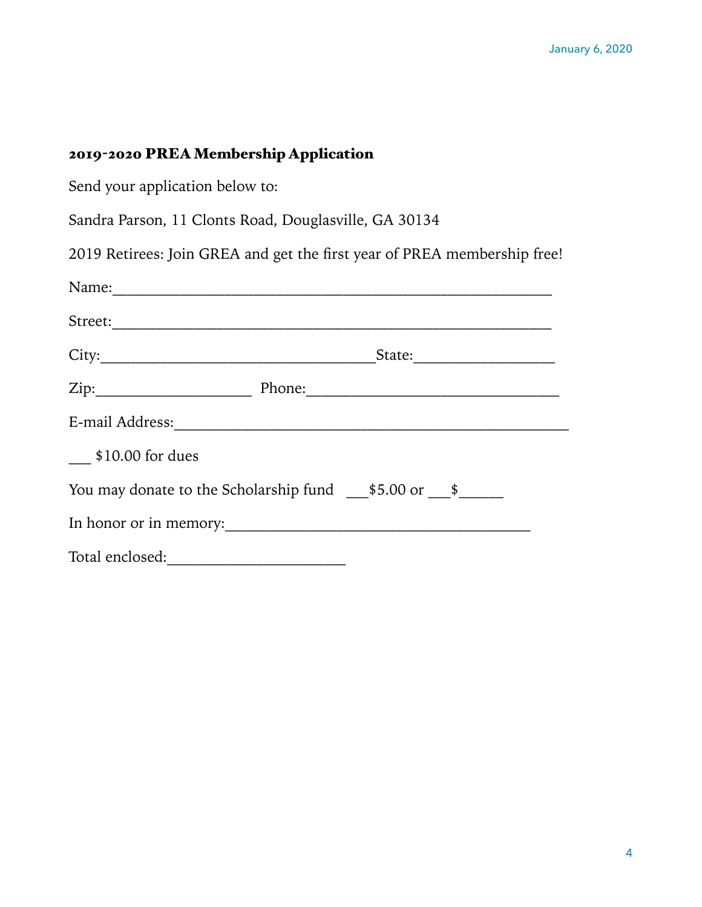## 2019-2020 PREA Membership Application

Send your application below to:

Sandra Parson, 11 Clonts Road, Douglasville, GA 30134

2019 Retirees: Join GREA and get the first year of PREA membership free!

Name:_____________________________________________________

Street:_____________________________________________________

City:__________________________________State:_________________

Zip:___________________  Phone:________________________________

E-mail Address:_________________________________________________

___ $10.00 for dues

You may donate to the Scholarship fund  ___$5.00 or ___$_____

In honor or in memory:_____________________________________

Total enclosed:______________________